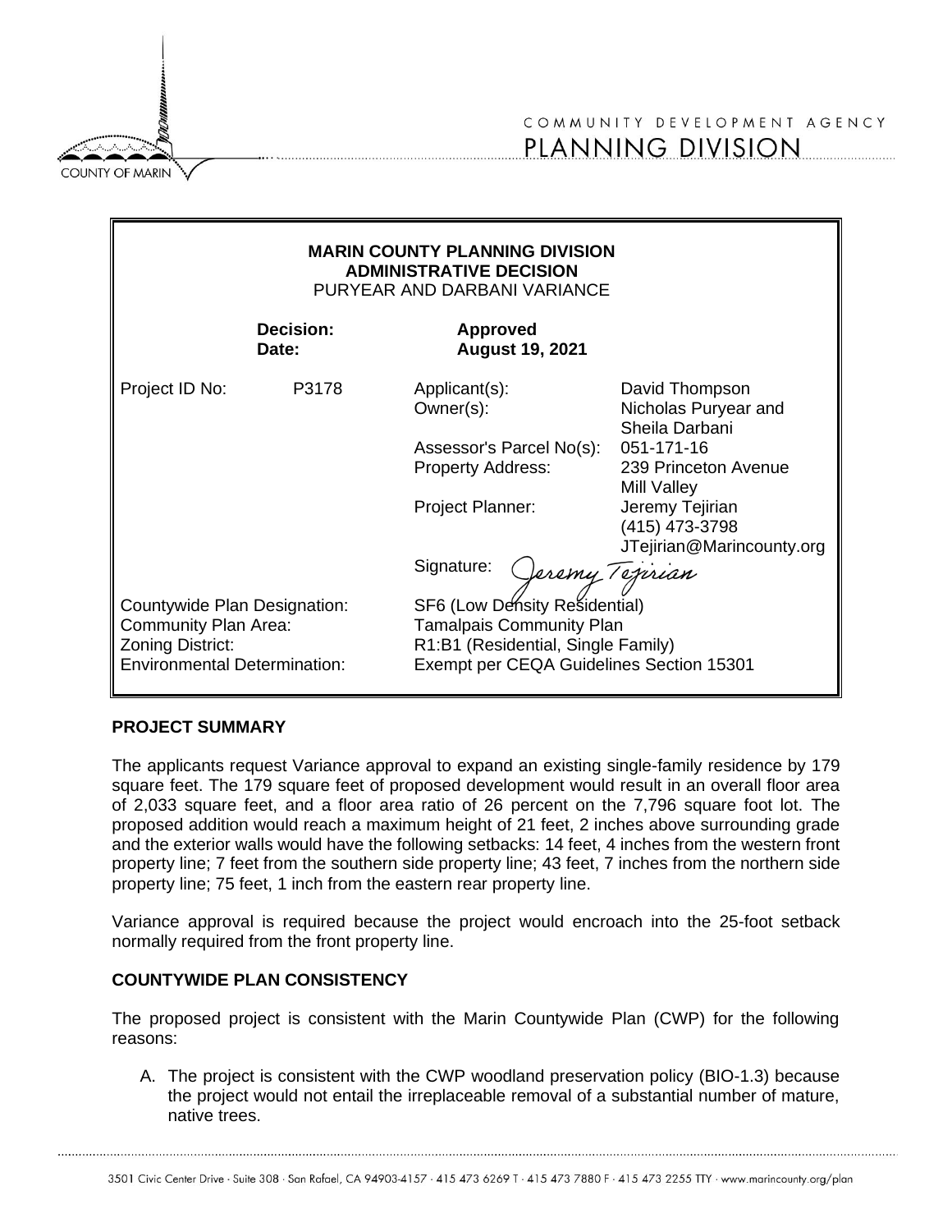COUNTY OF MARIN

COMMUNITY DEVELOPMENT AGENCY
PLANNING DIVISION

**MARIN COUNTY PLANNING DIVISION**
**ADMINISTRATIVE DECISION**
PURYEAR AND DARBANI VARIANCE

| | | | |
|---|---|---|---|
| **Decision:** | | **Approved** | |
| **Date:** | | **August 19, 2021** | |
| Project ID No: | P3178 | Applicant(s): | David Thompson |
| | | Owner(s): | Nicholas Puryear and Sheila Darbani |
| | | Assessor's Parcel No(s): | 051-171-16 |
| | | Property Address: | 239 Princeton Avenue Mill Valley |
| | | Project Planner: | Jeremy Tejirian (415) 473-3798 JTejirian@Marincounty.org |
| | | Signature: | Jeremy Tejirian |
| Countywide Plan Designation: | | SF6 (Low Density Residential) | |
| Community Plan Area: | | Tamalpais Community Plan | |
| Zoning District: | | R1:B1 (Residential, Single Family) | |
| Environmental Determination: | | Exempt per CEQA Guidelines Section 15301 | |

## PROJECT SUMMARY

The applicants request Variance approval to expand an existing single-family residence by 179 square feet. The 179 square feet of proposed development would result in an overall floor area of 2,033 square feet, and a floor area ratio of 26 percent on the 7,796 square foot lot. The proposed addition would reach a maximum height of 21 feet, 2 inches above surrounding grade and the exterior walls would have the following setbacks: 14 feet, 4 inches from the western front property line; 7 feet from the southern side property line; 43 feet, 7 inches from the northern side property line; 75 feet, 1 inch from the eastern rear property line.

Variance approval is required because the project would encroach into the 25-foot setback normally required from the front property line.

## COUNTYWIDE PLAN CONSISTENCY

The proposed project is consistent with the Marin Countywide Plan (CWP) for the following reasons:

A. The project is consistent with the CWP woodland preservation policy (BIO-1.3) because the project would not entail the irreplaceable removal of a substantial number of mature, native trees.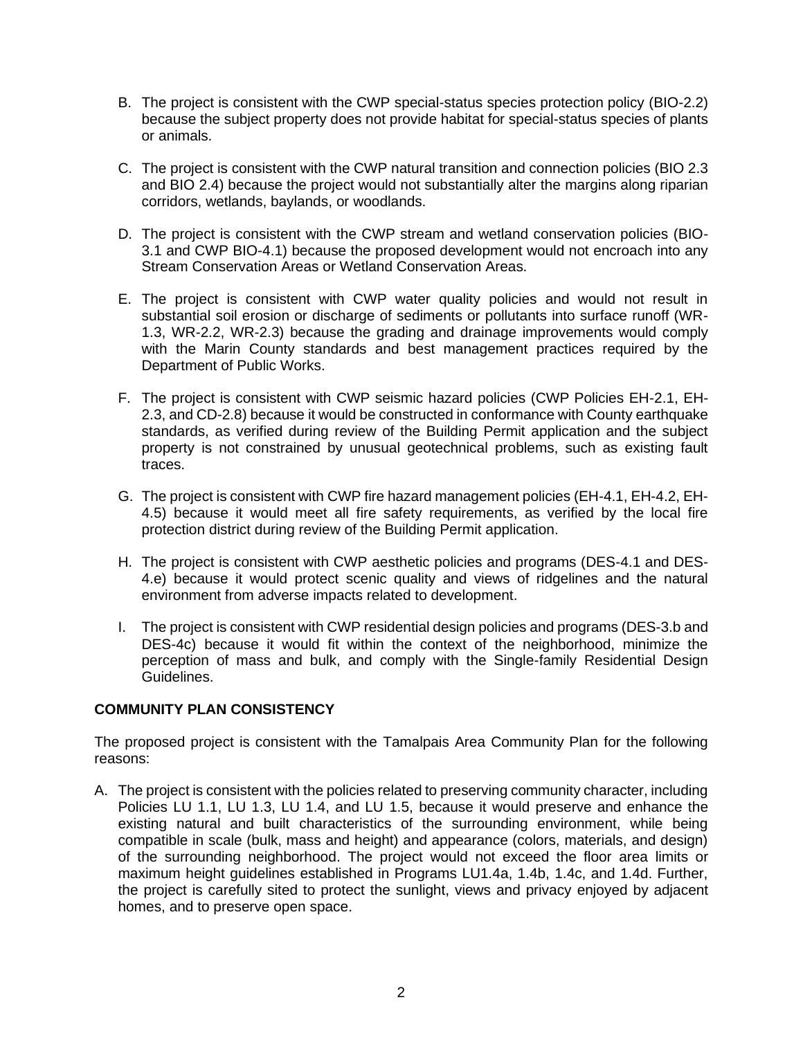B. The project is consistent with the CWP special-status species protection policy (BIO-2.2) because the subject property does not provide habitat for special-status species of plants or animals.

C. The project is consistent with the CWP natural transition and connection policies (BIO 2.3 and BIO 2.4) because the project would not substantially alter the margins along riparian corridors, wetlands, baylands, or woodlands.

D. The project is consistent with the CWP stream and wetland conservation policies (BIO-3.1 and CWP BIO-4.1) because the proposed development would not encroach into any Stream Conservation Areas or Wetland Conservation Areas.

E. The project is consistent with CWP water quality policies and would not result in substantial soil erosion or discharge of sediments or pollutants into surface runoff (WR-1.3, WR-2.2, WR-2.3) because the grading and drainage improvements would comply with the Marin County standards and best management practices required by the Department of Public Works.

F. The project is consistent with CWP seismic hazard policies (CWP Policies EH-2.1, EH-2.3, and CD-2.8) because it would be constructed in conformance with County earthquake standards, as verified during review of the Building Permit application and the subject property is not constrained by unusual geotechnical problems, such as existing fault traces.

G. The project is consistent with CWP fire hazard management policies (EH-4.1, EH-4.2, EH-4.5) because it would meet all fire safety requirements, as verified by the local fire protection district during review of the Building Permit application.

H. The project is consistent with CWP aesthetic policies and programs (DES-4.1 and DES-4.e) because it would protect scenic quality and views of ridgelines and the natural environment from adverse impacts related to development.

I. The project is consistent with CWP residential design policies and programs (DES-3.b and DES-4c) because it would fit within the context of the neighborhood, minimize the perception of mass and bulk, and comply with the Single-family Residential Design Guidelines.

**COMMUNITY PLAN CONSISTENCY**

The proposed project is consistent with the Tamalpais Area Community Plan for the following reasons:

A. The project is consistent with the policies related to preserving community character, including Policies LU 1.1, LU 1.3, LU 1.4, and LU 1.5, because it would preserve and enhance the existing natural and built characteristics of the surrounding environment, while being compatible in scale (bulk, mass and height) and appearance (colors, materials, and design) of the surrounding neighborhood. The project would not exceed the floor area limits or maximum height guidelines established in Programs LU1.4a, 1.4b, 1.4c, and 1.4d. Further, the project is carefully sited to protect the sunlight, views and privacy enjoyed by adjacent homes, and to preserve open space.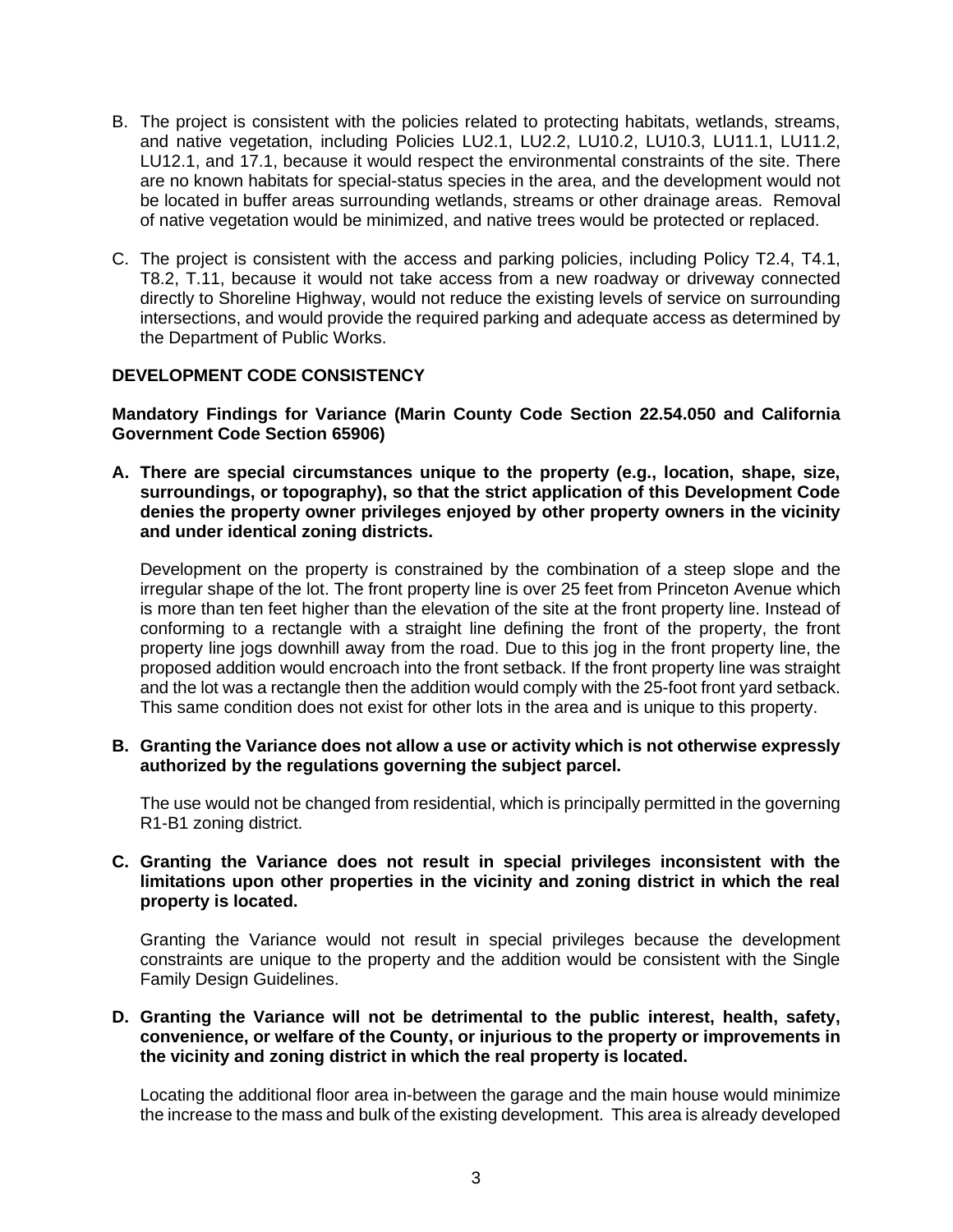B. The project is consistent with the policies related to protecting habitats, wetlands, streams, and native vegetation, including Policies LU2.1, LU2.2, LU10.2, LU10.3, LU11.1, LU11.2, LU12.1, and 17.1, because it would respect the environmental constraints of the site. There are no known habitats for special-status species in the area, and the development would not be located in buffer areas surrounding wetlands, streams or other drainage areas. Removal of native vegetation would be minimized, and native trees would be protected or replaced.

C. The project is consistent with the access and parking policies, including Policy T2.4, T4.1, T8.2, T.11, because it would not take access from a new roadway or driveway connected directly to Shoreline Highway, would not reduce the existing levels of service on surrounding intersections, and would provide the required parking and adequate access as determined by the Department of Public Works.

**DEVELOPMENT CODE CONSISTENCY**

**Mandatory Findings for Variance (Marin County Code Section 22.54.050 and California Government Code Section 65906)**

**A. There are special circumstances unique to the property (e.g., location, shape, size, surroundings, or topography), so that the strict application of this Development Code denies the property owner privileges enjoyed by other property owners in the vicinity and under identical zoning districts.**

Development on the property is constrained by the combination of a steep slope and the irregular shape of the lot. The front property line is over 25 feet from Princeton Avenue which is more than ten feet higher than the elevation of the site at the front property line. Instead of conforming to a rectangle with a straight line defining the front of the property, the front property line jogs downhill away from the road. Due to this jog in the front property line, the proposed addition would encroach into the front setback. If the front property line was straight and the lot was a rectangle then the addition would comply with the 25-foot front yard setback. This same condition does not exist for other lots in the area and is unique to this property.

**B. Granting the Variance does not allow a use or activity which is not otherwise expressly authorized by the regulations governing the subject parcel.**

The use would not be changed from residential, which is principally permitted in the governing R1-B1 zoning district.

**C. Granting the Variance does not result in special privileges inconsistent with the limitations upon other properties in the vicinity and zoning district in which the real property is located.**

Granting the Variance would not result in special privileges because the development constraints are unique to the property and the addition would be consistent with the Single Family Design Guidelines.

**D. Granting the Variance will not be detrimental to the public interest, health, safety, convenience, or welfare of the County, or injurious to the property or improvements in the vicinity and zoning district in which the real property is located.**

Locating the additional floor area in-between the garage and the main house would minimize the increase to the mass and bulk of the existing development. This area is already developed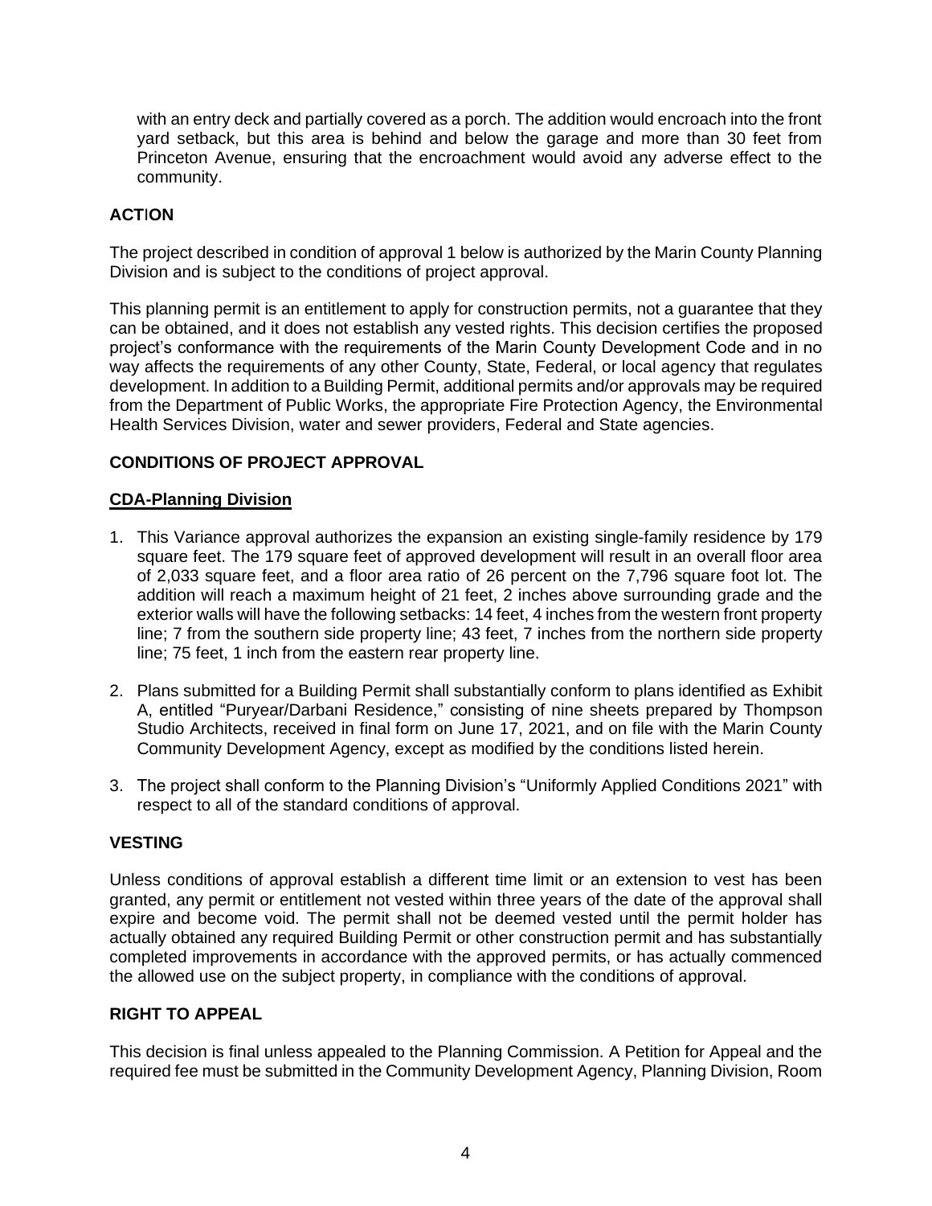with an entry deck and partially covered as a porch. The addition would encroach into the front yard setback, but this area is behind and below the garage and more than 30 feet from Princeton Avenue, ensuring that the encroachment would avoid any adverse effect to the community.

## ACTION

The project described in condition of approval 1 below is authorized by the Marin County Planning Division and is subject to the conditions of project approval.

This planning permit is an entitlement to apply for construction permits, not a guarantee that they can be obtained, and it does not establish any vested rights. This decision certifies the proposed project's conformance with the requirements of the Marin County Development Code and in no way affects the requirements of any other County, State, Federal, or local agency that regulates development. In addition to a Building Permit, additional permits and/or approvals may be required from the Department of Public Works, the appropriate Fire Protection Agency, the Environmental Health Services Division, water and sewer providers, Federal and State agencies.

## CONDITIONS OF PROJECT APPROVAL

### CDA-Planning Division

1. This Variance approval authorizes the expansion an existing single-family residence by 179 square feet. The 179 square feet of approved development will result in an overall floor area of 2,033 square feet, and a floor area ratio of 26 percent on the 7,796 square foot lot. The addition will reach a maximum height of 21 feet, 2 inches above surrounding grade and the exterior walls will have the following setbacks: 14 feet, 4 inches from the western front property line; 7 from the southern side property line; 43 feet, 7 inches from the northern side property line; 75 feet, 1 inch from the eastern rear property line.
2. Plans submitted for a Building Permit shall substantially conform to plans identified as Exhibit A, entitled "Puryear/Darbani Residence," consisting of nine sheets prepared by Thompson Studio Architects, received in final form on June 17, 2021, and on file with the Marin County Community Development Agency, except as modified by the conditions listed herein.
3. The project shall conform to the Planning Division's "Uniformly Applied Conditions 2021" with respect to all of the standard conditions of approval.

## VESTING

Unless conditions of approval establish a different time limit or an extension to vest has been granted, any permit or entitlement not vested within three years of the date of the approval shall expire and become void. The permit shall not be deemed vested until the permit holder has actually obtained any required Building Permit or other construction permit and has substantially completed improvements in accordance with the approved permits, or has actually commenced the allowed use on the subject property, in compliance with the conditions of approval.

## RIGHT TO APPEAL

This decision is final unless appealed to the Planning Commission. A Petition for Appeal and the required fee must be submitted in the Community Development Agency, Planning Division, Room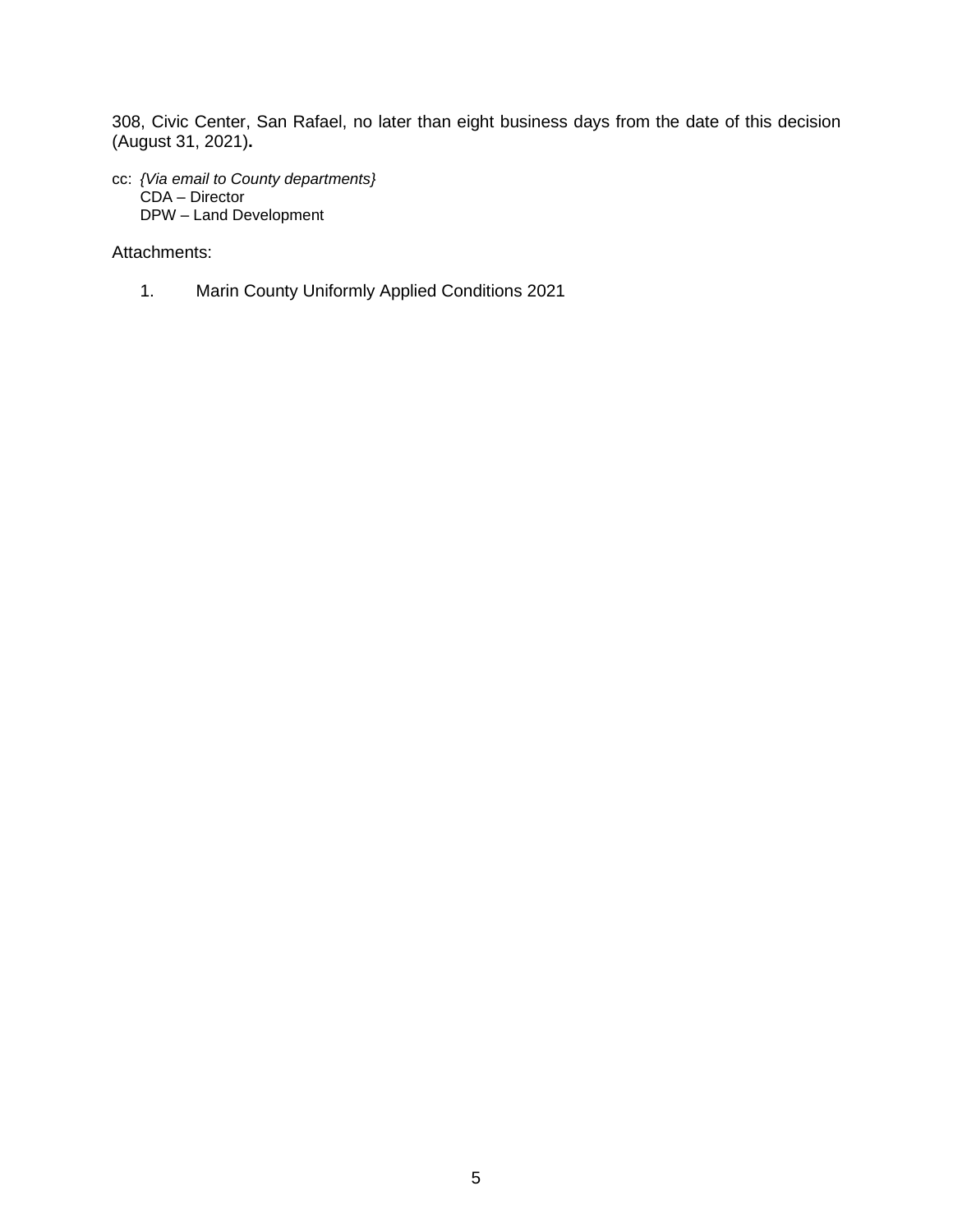308, Civic Center, San Rafael, no later than eight business days from the date of this decision (August 31, 2021)**.**

cc: *{Via email to County departments}*
CDA – Director
DPW – Land Development

Attachments:

1. Marin County Uniformly Applied Conditions 2021